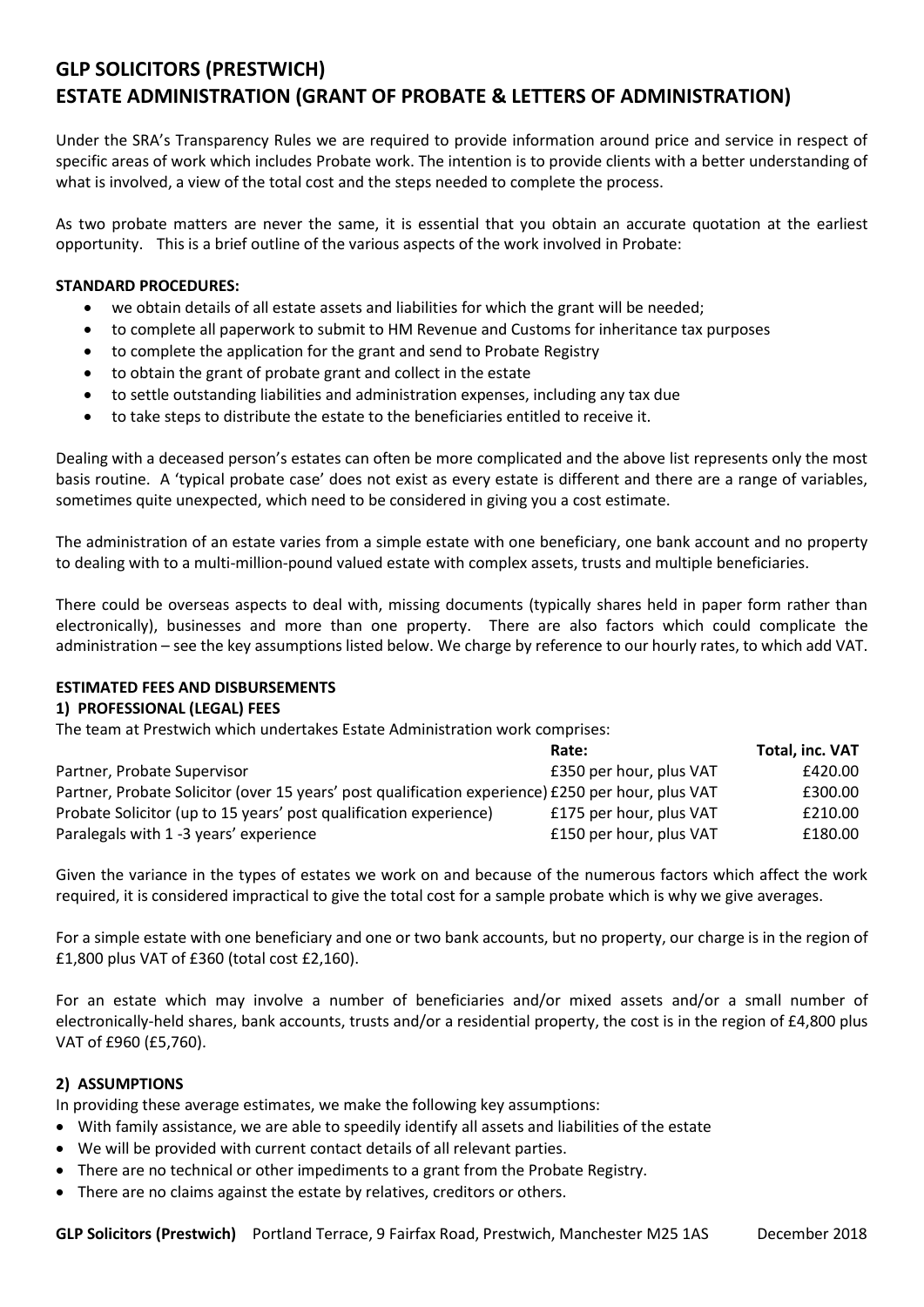# GLP SOLICITORS (PRESTWICH)
# ESTATE ADMINISTRATION (GRANT OF PROBATE & LETTERS OF ADMINISTRATION)

Under the SRA's Transparency Rules we are required to provide information around price and service in respect of specific areas of work which includes Probate work. The intention is to provide clients with a better understanding of what is involved, a view of the total cost and the steps needed to complete the process.

As two probate matters are never the same, it is essential that you obtain an accurate quotation at the earliest opportunity. This is a brief outline of the various aspects of the work involved in Probate:

**STANDARD PROCEDURES:**

- we obtain details of all estate assets and liabilities for which the grant will be needed;
- to complete all paperwork to submit to HM Revenue and Customs for inheritance tax purposes
- to complete the application for the grant and send to Probate Registry
- to obtain the grant of probate grant and collect in the estate
- to settle outstanding liabilities and administration expenses, including any tax due
- to take steps to distribute the estate to the beneficiaries entitled to receive it.

Dealing with a deceased person's estates can often be more complicated and the above list represents only the most basis routine. A 'typical probate case' does not exist as every estate is different and there are a range of variables, sometimes quite unexpected, which need to be considered in giving you a cost estimate.

The administration of an estate varies from a simple estate with one beneficiary, one bank account and no property to dealing with to a multi-million-pound valued estate with complex assets, trusts and multiple beneficiaries.

There could be overseas aspects to deal with, missing documents (typically shares held in paper form rather than electronically), businesses and more than one property. There are also factors which could complicate the administration – see the key assumptions listed below. We charge by reference to our hourly rates, to which add VAT.

**ESTIMATED FEES AND DISBURSEMENTS**

**1) PROFESSIONAL (LEGAL) FEES**

The team at Prestwich which undertakes Estate Administration work comprises:

| | **Rate:** | **Total, inc. VAT** |
|---|---|---|
| Partner, Probate Supervisor | £350 per hour, plus VAT | £420.00 |
| Partner, Probate Solicitor (over 15 years' post qualification experience) | £250 per hour, plus VAT | £300.00 |
| Probate Solicitor (up to 15 years' post qualification experience) | £175 per hour, plus VAT | £210.00 |
| Paralegals with 1 -3 years' experience | £150 per hour, plus VAT | £180.00 |

Given the variance in the types of estates we work on and because of the numerous factors which affect the work required, it is considered impractical to give the total cost for a sample probate which is why we give averages.

For a simple estate with one beneficiary and one or two bank accounts, but no property, our charge is in the region of £1,800 plus VAT of £360 (total cost £2,160).

For an estate which may involve a number of beneficiaries and/or mixed assets and/or a small number of electronically-held shares, bank accounts, trusts and/or a residential property, the cost is in the region of £4,800 plus VAT of £960 (£5,760).

**2) ASSUMPTIONS**

In providing these average estimates, we make the following key assumptions:

- With family assistance, we are able to speedily identify all assets and liabilities of the estate
- We will be provided with current contact details of all relevant parties.
- There are no technical or other impediments to a grant from the Probate Registry.
- There are no claims against the estate by relatives, creditors or others.

**GLP Solicitors (Prestwich)** Portland Terrace, 9 Fairfax Road, Prestwich, Manchester M25 1AS December 2018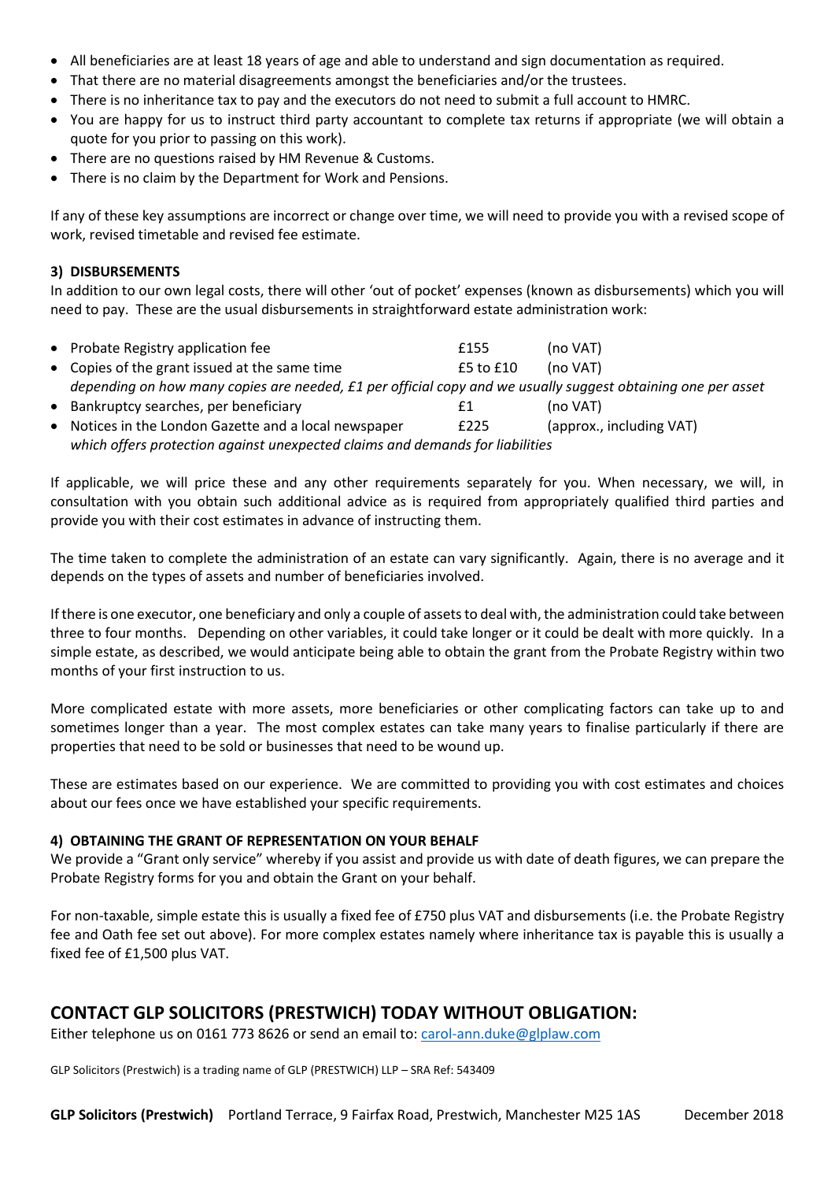- All beneficiaries are at least 18 years of age and able to understand and sign documentation as required.
- That there are no material disagreements amongst the beneficiaries and/or the trustees.
- There is no inheritance tax to pay and the executors do not need to submit a full account to HMRC.
- You are happy for us to instruct third party accountant to complete tax returns if appropriate (we will obtain a quote for you prior to passing on this work).
- There are no questions raised by HM Revenue & Customs.
- There is no claim by the Department for Work and Pensions.

If any of these key assumptions are incorrect or change over time, we will need to provide you with a revised scope of work, revised timetable and revised fee estimate.

**3) DISBURSEMENTS**

In addition to our own legal costs, there will other 'out of pocket' expenses (known as disbursements) which you will need to pay. These are the usual disbursements in straightforward estate administration work:

| | | |
|---|---|---|
| • Probate Registry application fee | £155 | (no VAT) |
| • Copies of the grant issued at the same time | £5 to £10 | (no VAT) |
| *depending on how many copies are needed, £1 per official copy and we usually suggest obtaining one per asset* | | |
| • Bankruptcy searches, per beneficiary | £1 | (no VAT) |
| • Notices in the London Gazette and a local newspaper | £225 | (approx., including VAT) |
| *which offers protection against unexpected claims and demands for liabilities* | | |

If applicable, we will price these and any other requirements separately for you. When necessary, we will, in consultation with you obtain such additional advice as is required from appropriately qualified third parties and provide you with their cost estimates in advance of instructing them.

The time taken to complete the administration of an estate can vary significantly. Again, there is no average and it depends on the types of assets and number of beneficiaries involved.

If there is one executor, one beneficiary and only a couple of assets to deal with, the administration could take between three to four months. Depending on other variables, it could take longer or it could be dealt with more quickly. In a simple estate, as described, we would anticipate being able to obtain the grant from the Probate Registry within two months of your first instruction to us.

More complicated estate with more assets, more beneficiaries or other complicating factors can take up to and sometimes longer than a year. The most complex estates can take many years to finalise particularly if there are properties that need to be sold or businesses that need to be wound up.

These are estimates based on our experience. We are committed to providing you with cost estimates and choices about our fees once we have established your specific requirements.

**4) OBTAINING THE GRANT OF REPRESENTATION ON YOUR BEHALF**

We provide a "Grant only service" whereby if you assist and provide us with date of death figures, we can prepare the Probate Registry forms for you and obtain the Grant on your behalf.

For non-taxable, simple estate this is usually a fixed fee of £750 plus VAT and disbursements (i.e. the Probate Registry fee and Oath fee set out above). For more complex estates namely where inheritance tax is payable this is usually a fixed fee of £1,500 plus VAT.

## CONTACT GLP SOLICITORS (PRESTWICH) TODAY WITHOUT OBLIGATION:

Either telephone us on 0161 773 8626 or send an email to: carol-ann.duke@glplaw.com

GLP Solicitors (Prestwich) is a trading name of GLP (PRESTWICH) LLP – SRA Ref: 543409

**GLP Solicitors (Prestwich)** Portland Terrace, 9 Fairfax Road, Prestwich, Manchester M25 1AS December 2018